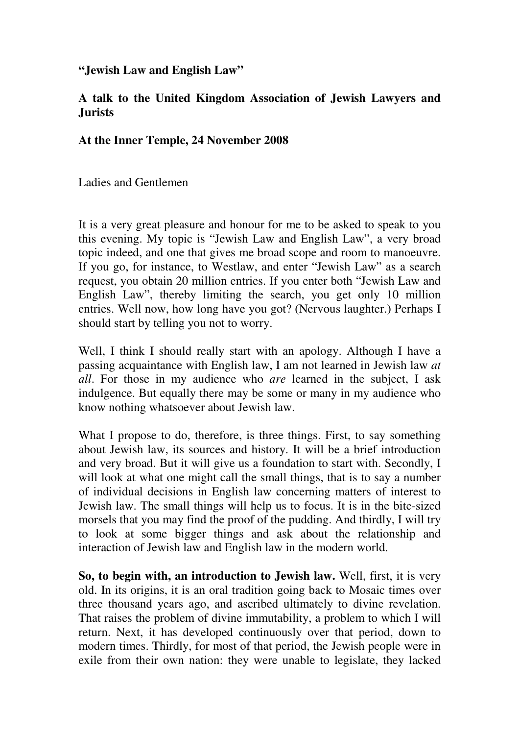**"Jewish Law and English Law"**

**A talk to the United Kingdom Association of Jewish Lawyers and Jurists**

**At the Inner Temple, 24 November 2008**

Ladies and Gentlemen

It is a very great pleasure and honour for me to be asked to speak to you this evening. My topic is "Jewish Law and English Law", a very broad topic indeed, and one that gives me broad scope and room to manoeuvre. If you go, for instance, to Westlaw, and enter "Jewish Law" as a search request, you obtain 20 million entries. If you enter both "Jewish Law and English Law", thereby limiting the search, you get only 10 million entries. Well now, how long have you got? (Nervous laughter.) Perhaps I should start by telling you not to worry.

Well, I think I should really start with an apology. Although I have a passing acquaintance with English law, I am not learned in Jewish law *at all*. For those in my audience who *are* learned in the subject, I ask indulgence. But equally there may be some or many in my audience who know nothing whatsoever about Jewish law.

What I propose to do, therefore, is three things. First, to say something about Jewish law, its sources and history. It will be a brief introduction and very broad. But it will give us a foundation to start with. Secondly, I will look at what one might call the small things, that is to say a number of individual decisions in English law concerning matters of interest to Jewish law. The small things will help us to focus. It is in the bite-sized morsels that you may find the proof of the pudding. And thirdly, I will try to look at some bigger things and ask about the relationship and interaction of Jewish law and English law in the modern world.

**So, to begin with, an introduction to Jewish law.** Well, first, it is very old. In its origins, it is an oral tradition going back to Mosaic times over three thousand years ago, and ascribed ultimately to divine revelation. That raises the problem of divine immutability, a problem to which I will return. Next, it has developed continuously over that period, down to modern times. Thirdly, for most of that period, the Jewish people were in exile from their own nation: they were unable to legislate, they lacked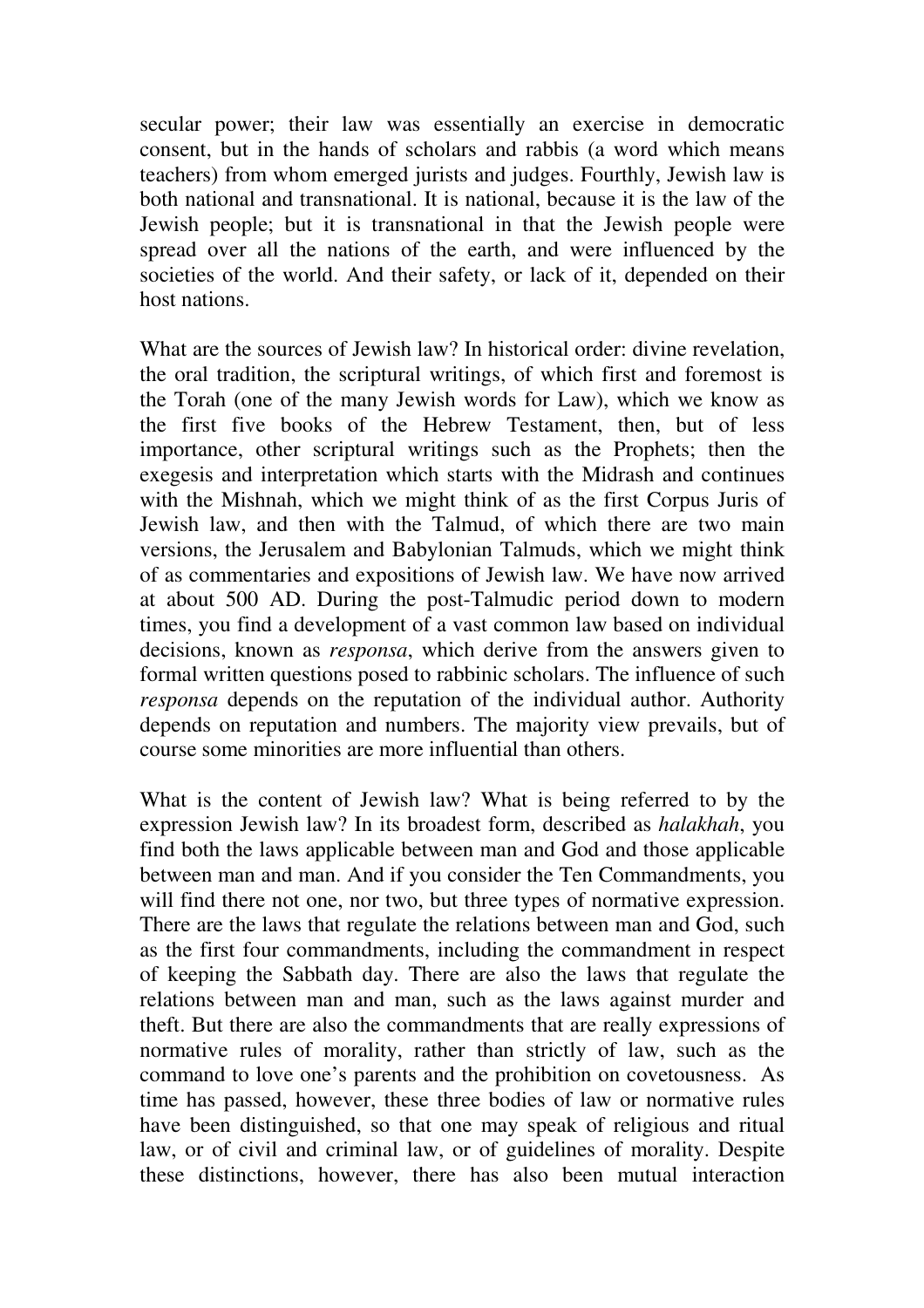secular power; their law was essentially an exercise in democratic consent, but in the hands of scholars and rabbis (a word which means teachers) from whom emerged jurists and judges. Fourthly, Jewish law is both national and transnational. It is national, because it is the law of the Jewish people; but it is transnational in that the Jewish people were spread over all the nations of the earth, and were influenced by the societies of the world. And their safety, or lack of it, depended on their host nations.

What are the sources of Jewish law? In historical order: divine revelation, the oral tradition, the scriptural writings, of which first and foremost is the Torah (one of the many Jewish words for Law), which we know as the first five books of the Hebrew Testament, then, but of less importance, other scriptural writings such as the Prophets; then the exegesis and interpretation which starts with the Midrash and continues with the Mishnah, which we might think of as the first Corpus Juris of Jewish law, and then with the Talmud, of which there are two main versions, the Jerusalem and Babylonian Talmuds, which we might think of as commentaries and expositions of Jewish law. We have now arrived at about 500 AD. During the post-Talmudic period down to modern times, you find a development of a vast common law based on individual decisions, known as *responsa*, which derive from the answers given to formal written questions posed to rabbinic scholars. The influence of such *responsa* depends on the reputation of the individual author. Authority depends on reputation and numbers. The majority view prevails, but of course some minorities are more influential than others.

What is the content of Jewish law? What is being referred to by the expression Jewish law? In its broadest form, described as *halakhah*, you find both the laws applicable between man and God and those applicable between man and man. And if you consider the Ten Commandments, you will find there not one, nor two, but three types of normative expression. There are the laws that regulate the relations between man and God, such as the first four commandments, including the commandment in respect of keeping the Sabbath day. There are also the laws that regulate the relations between man and man, such as the laws against murder and theft. But there are also the commandments that are really expressions of normative rules of morality, rather than strictly of law, such as the command to love one's parents and the prohibition on covetousness. As time has passed, however, these three bodies of law or normative rules have been distinguished, so that one may speak of religious and ritual law, or of civil and criminal law, or of guidelines of morality. Despite these distinctions, however, there has also been mutual interaction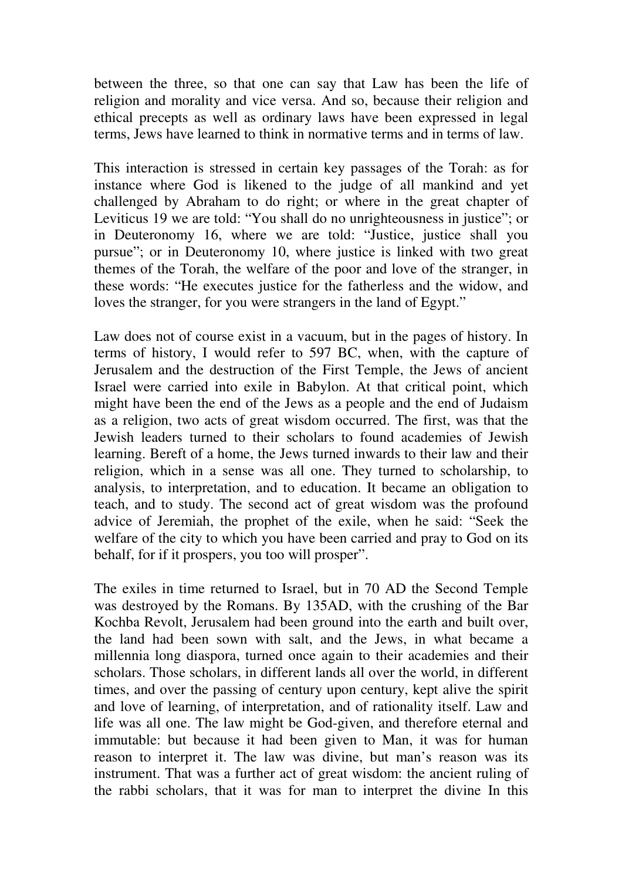between the three, so that one can say that Law has been the life of religion and morality and vice versa. And so, because their religion and ethical precepts as well as ordinary laws have been expressed in legal terms, Jews have learned to think in normative terms and in terms of law.

This interaction is stressed in certain key passages of the Torah: as for instance where God is likened to the judge of all mankind and yet challenged by Abraham to do right; or where in the great chapter of Leviticus 19 we are told: "You shall do no unrighteousness in justice"; or in Deuteronomy 16, where we are told: "Justice, justice shall you pursue"; or in Deuteronomy 10, where justice is linked with two great themes of the Torah, the welfare of the poor and love of the stranger, in these words: "He executes justice for the fatherless and the widow, and loves the stranger, for you were strangers in the land of Egypt."

Law does not of course exist in a vacuum, but in the pages of history. In terms of history, I would refer to 597 BC, when, with the capture of Jerusalem and the destruction of the First Temple, the Jews of ancient Israel were carried into exile in Babylon. At that critical point, which might have been the end of the Jews as a people and the end of Judaism as a religion, two acts of great wisdom occurred. The first, was that the Jewish leaders turned to their scholars to found academies of Jewish learning. Bereft of a home, the Jews turned inwards to their law and their religion, which in a sense was all one. They turned to scholarship, to analysis, to interpretation, and to education. It became an obligation to teach, and to study. The second act of great wisdom was the profound advice of Jeremiah, the prophet of the exile, when he said: "Seek the welfare of the city to which you have been carried and pray to God on its behalf, for if it prospers, you too will prosper".

The exiles in time returned to Israel, but in 70 AD the Second Temple was destroyed by the Romans. By 135AD, with the crushing of the Bar Kochba Revolt, Jerusalem had been ground into the earth and built over, the land had been sown with salt, and the Jews, in what became a millennia long diaspora, turned once again to their academies and their scholars. Those scholars, in different lands all over the world, in different times, and over the passing of century upon century, kept alive the spirit and love of learning, of interpretation, and of rationality itself. Law and life was all one. The law might be God-given, and therefore eternal and immutable: but because it had been given to Man, it was for human reason to interpret it. The law was divine, but man's reason was its instrument. That was a further act of great wisdom: the ancient ruling of the rabbi scholars, that it was for man to interpret the divine In this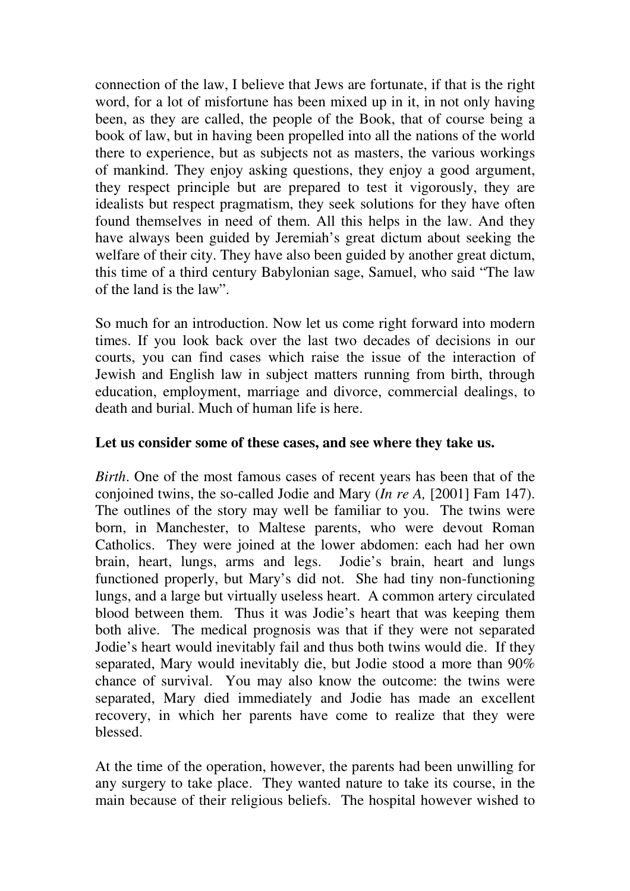connection of the law, I believe that Jews are fortunate, if that is the right word, for a lot of misfortune has been mixed up in it, in not only having been, as they are called, the people of the Book, that of course being a book of law, but in having been propelled into all the nations of the world there to experience, but as subjects not as masters, the various workings of mankind. They enjoy asking questions, they enjoy a good argument, they respect principle but are prepared to test it vigorously, they are idealists but respect pragmatism, they seek solutions for they have often found themselves in need of them. All this helps in the law. And they have always been guided by Jeremiah's great dictum about seeking the welfare of their city. They have also been guided by another great dictum, this time of a third century Babylonian sage, Samuel, who said "The law of the land is the law".

So much for an introduction. Now let us come right forward into modern times. If you look back over the last two decades of decisions in our courts, you can find cases which raise the issue of the interaction of Jewish and English law in subject matters running from birth, through education, employment, marriage and divorce, commercial dealings, to death and burial. Much of human life is here.

**Let us consider some of these cases, and see where they take us.**

*Birth*. One of the most famous cases of recent years has been that of the conjoined twins, the so-called Jodie and Mary (*In re A,* [2001] Fam 147). The outlines of the story may well be familiar to you. The twins were born, in Manchester, to Maltese parents, who were devout Roman Catholics. They were joined at the lower abdomen: each had her own brain, heart, lungs, arms and legs. Jodie's brain, heart and lungs functioned properly, but Mary's did not. She had tiny non-functioning lungs, and a large but virtually useless heart. A common artery circulated blood between them. Thus it was Jodie's heart that was keeping them both alive. The medical prognosis was that if they were not separated Jodie's heart would inevitably fail and thus both twins would die. If they separated, Mary would inevitably die, but Jodie stood a more than 90% chance of survival. You may also know the outcome: the twins were separated, Mary died immediately and Jodie has made an excellent recovery, in which her parents have come to realize that they were blessed.

At the time of the operation, however, the parents had been unwilling for any surgery to take place. They wanted nature to take its course, in the main because of their religious beliefs. The hospital however wished to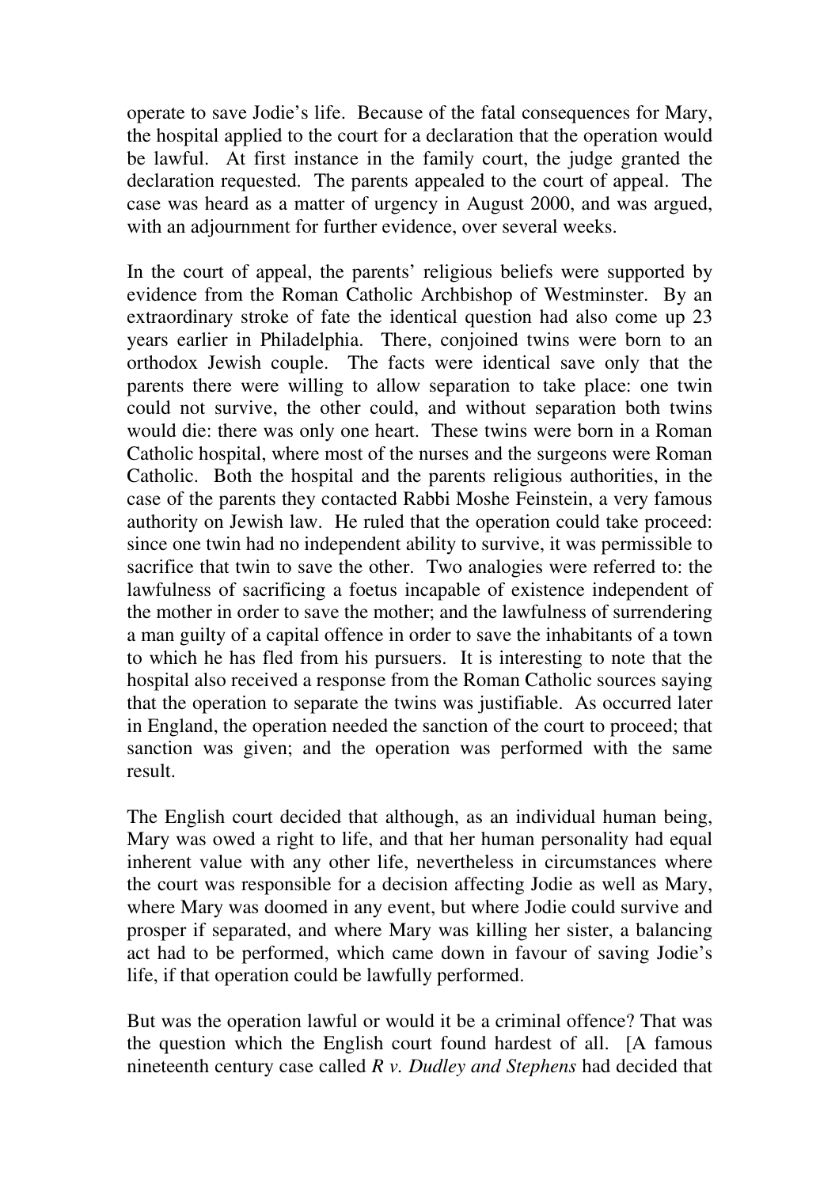operate to save Jodie's life. Because of the fatal consequences for Mary, the hospital applied to the court for a declaration that the operation would be lawful. At first instance in the family court, the judge granted the declaration requested. The parents appealed to the court of appeal. The case was heard as a matter of urgency in August 2000, and was argued, with an adjournment for further evidence, over several weeks.

In the court of appeal, the parents' religious beliefs were supported by evidence from the Roman Catholic Archbishop of Westminster. By an extraordinary stroke of fate the identical question had also come up 23 years earlier in Philadelphia. There, conjoined twins were born to an orthodox Jewish couple. The facts were identical save only that the parents there were willing to allow separation to take place: one twin could not survive, the other could, and without separation both twins would die: there was only one heart. These twins were born in a Roman Catholic hospital, where most of the nurses and the surgeons were Roman Catholic. Both the hospital and the parents religious authorities, in the case of the parents they contacted Rabbi Moshe Feinstein, a very famous authority on Jewish law. He ruled that the operation could take proceed: since one twin had no independent ability to survive, it was permissible to sacrifice that twin to save the other. Two analogies were referred to: the lawfulness of sacrificing a foetus incapable of existence independent of the mother in order to save the mother; and the lawfulness of surrendering a man guilty of a capital offence in order to save the inhabitants of a town to which he has fled from his pursuers. It is interesting to note that the hospital also received a response from the Roman Catholic sources saying that the operation to separate the twins was justifiable. As occurred later in England, the operation needed the sanction of the court to proceed; that sanction was given; and the operation was performed with the same result.

The English court decided that although, as an individual human being, Mary was owed a right to life, and that her human personality had equal inherent value with any other life, nevertheless in circumstances where the court was responsible for a decision affecting Jodie as well as Mary, where Mary was doomed in any event, but where Jodie could survive and prosper if separated, and where Mary was killing her sister, a balancing act had to be performed, which came down in favour of saving Jodie's life, if that operation could be lawfully performed.

But was the operation lawful or would it be a criminal offence? That was the question which the English court found hardest of all. [A famous nineteenth century case called *R v. Dudley and Stephens* had decided that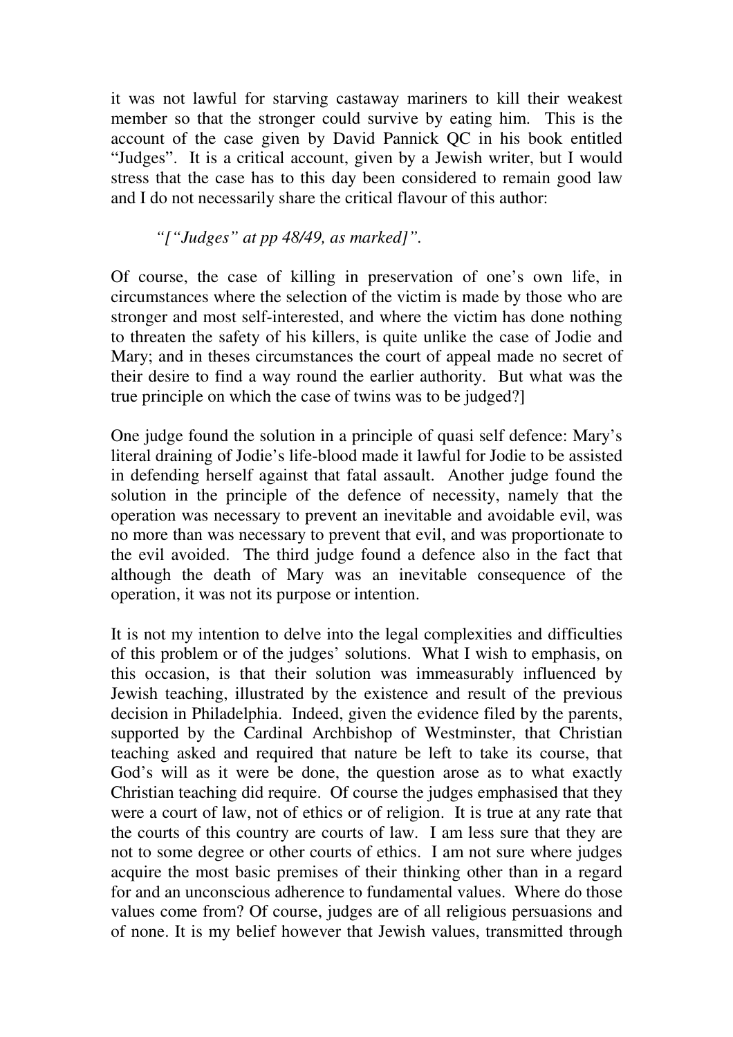it was not lawful for starving castaway mariners to kill their weakest member so that the stronger could survive by eating him. This is the account of the case given by David Pannick QC in his book entitled "Judges". It is a critical account, given by a Jewish writer, but I would stress that the case has to this day been considered to remain good law and I do not necessarily share the critical flavour of this author:

*"["Judges" at pp 48/49, as marked]".*

Of course, the case of killing in preservation of one's own life, in circumstances where the selection of the victim is made by those who are stronger and most self-interested, and where the victim has done nothing to threaten the safety of his killers, is quite unlike the case of Jodie and Mary; and in theses circumstances the court of appeal made no secret of their desire to find a way round the earlier authority. But what was the true principle on which the case of twins was to be judged?]

One judge found the solution in a principle of quasi self defence: Mary's literal draining of Jodie's life-blood made it lawful for Jodie to be assisted in defending herself against that fatal assault. Another judge found the solution in the principle of the defence of necessity, namely that the operation was necessary to prevent an inevitable and avoidable evil, was no more than was necessary to prevent that evil, and was proportionate to the evil avoided. The third judge found a defence also in the fact that although the death of Mary was an inevitable consequence of the operation, it was not its purpose or intention.

It is not my intention to delve into the legal complexities and difficulties of this problem or of the judges' solutions. What I wish to emphasis, on this occasion, is that their solution was immeasurably influenced by Jewish teaching, illustrated by the existence and result of the previous decision in Philadelphia. Indeed, given the evidence filed by the parents, supported by the Cardinal Archbishop of Westminster, that Christian teaching asked and required that nature be left to take its course, that God's will as it were be done, the question arose as to what exactly Christian teaching did require. Of course the judges emphasised that they were a court of law, not of ethics or of religion. It is true at any rate that the courts of this country are courts of law. I am less sure that they are not to some degree or other courts of ethics. I am not sure where judges acquire the most basic premises of their thinking other than in a regard for and an unconscious adherence to fundamental values. Where do those values come from? Of course, judges are of all religious persuasions and of none. It is my belief however that Jewish values, transmitted through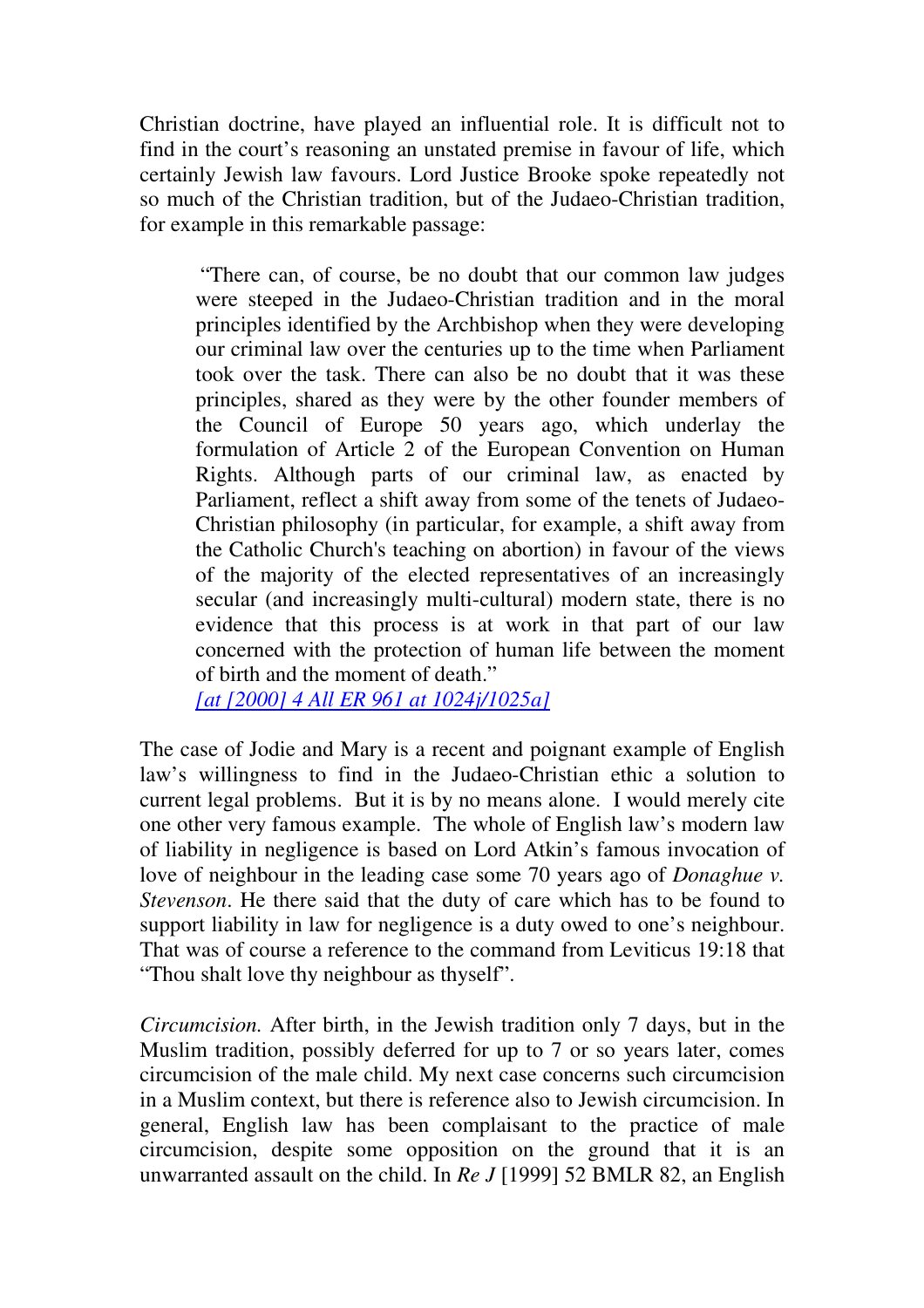Christian doctrine, have played an influential role. It is difficult not to find in the court's reasoning an unstated premise in favour of life, which certainly Jewish law favours. Lord Justice Brooke spoke repeatedly not so much of the Christian tradition, but of the Judaeo-Christian tradition, for example in this remarkable passage:

> "There can, of course, be no doubt that our common law judges were steeped in the Judaeo-Christian tradition and in the moral principles identified by the Archbishop when they were developing our criminal law over the centuries up to the time when Parliament took over the task. There can also be no doubt that it was these principles, shared as they were by the other founder members of the Council of Europe 50 years ago, which underlay the formulation of Article 2 of the European Convention on Human Rights. Although parts of our criminal law, as enacted by Parliament, reflect a shift away from some of the tenets of Judaeo-Christian philosophy (in particular, for example, a shift away from the Catholic Church's teaching on abortion) in favour of the views of the majority of the elected representatives of an increasingly secular (and increasingly multi-cultural) modern state, there is no evidence that this process is at work in that part of our law concerned with the protection of human life between the moment of birth and the moment of death."
>
> [at [2000] 4 All ER 961 at 1024j/1025a]

The case of Jodie and Mary is a recent and poignant example of English law's willingness to find in the Judaeo-Christian ethic a solution to current legal problems. But it is by no means alone. I would merely cite one other very famous example. The whole of English law's modern law of liability in negligence is based on Lord Atkin's famous invocation of love of neighbour in the leading case some 70 years ago of *Donaghue v. Stevenson*. He there said that the duty of care which has to be found to support liability in law for negligence is a duty owed to one's neighbour. That was of course a reference to the command from Leviticus 19:18 that "Thou shalt love thy neighbour as thyself".

*Circumcision.* After birth, in the Jewish tradition only 7 days, but in the Muslim tradition, possibly deferred for up to 7 or so years later, comes circumcision of the male child. My next case concerns such circumcision in a Muslim context, but there is reference also to Jewish circumcision. In general, English law has been complaisant to the practice of male circumcision, despite some opposition on the ground that it is an unwarranted assault on the child. In *Re J* [1999] 52 BMLR 82, an English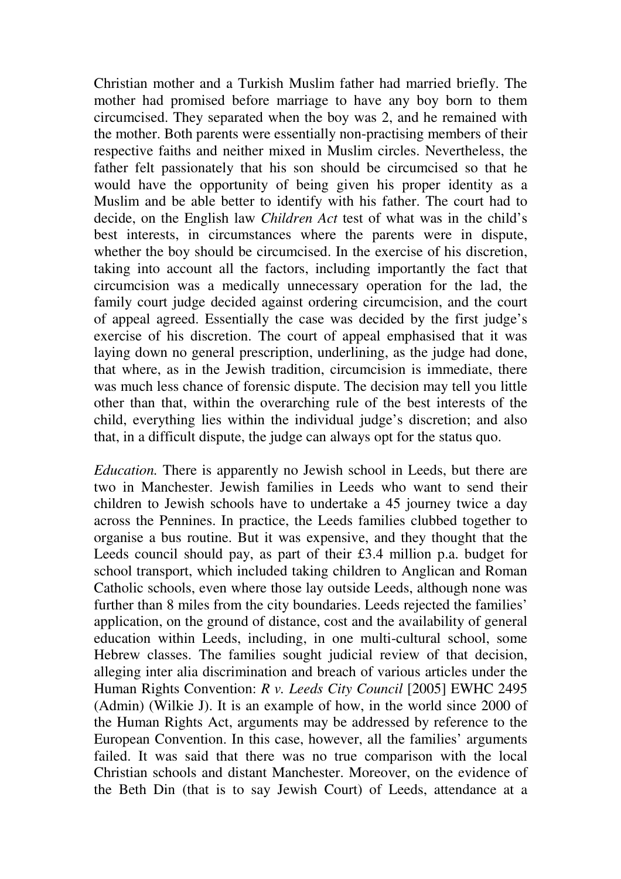Christian mother and a Turkish Muslim father had married briefly. The mother had promised before marriage to have any boy born to them circumcised. They separated when the boy was 2, and he remained with the mother. Both parents were essentially non-practising members of their respective faiths and neither mixed in Muslim circles. Nevertheless, the father felt passionately that his son should be circumcised so that he would have the opportunity of being given his proper identity as a Muslim and be able better to identify with his father. The court had to decide, on the English law *Children Act* test of what was in the child's best interests, in circumstances where the parents were in dispute, whether the boy should be circumcised. In the exercise of his discretion, taking into account all the factors, including importantly the fact that circumcision was a medically unnecessary operation for the lad, the family court judge decided against ordering circumcision, and the court of appeal agreed. Essentially the case was decided by the first judge's exercise of his discretion. The court of appeal emphasised that it was laying down no general prescription, underlining, as the judge had done, that where, as in the Jewish tradition, circumcision is immediate, there was much less chance of forensic dispute. The decision may tell you little other than that, within the overarching rule of the best interests of the child, everything lies within the individual judge's discretion; and also that, in a difficult dispute, the judge can always opt for the status quo.

*Education.* There is apparently no Jewish school in Leeds, but there are two in Manchester. Jewish families in Leeds who want to send their children to Jewish schools have to undertake a 45 journey twice a day across the Pennines. In practice, the Leeds families clubbed together to organise a bus routine. But it was expensive, and they thought that the Leeds council should pay, as part of their £3.4 million p.a. budget for school transport, which included taking children to Anglican and Roman Catholic schools, even where those lay outside Leeds, although none was further than 8 miles from the city boundaries. Leeds rejected the families' application, on the ground of distance, cost and the availability of general education within Leeds, including, in one multi-cultural school, some Hebrew classes. The families sought judicial review of that decision, alleging inter alia discrimination and breach of various articles under the Human Rights Convention: *R v. Leeds City Council* [2005] EWHC 2495 (Admin) (Wilkie J). It is an example of how, in the world since 2000 of the Human Rights Act, arguments may be addressed by reference to the European Convention. In this case, however, all the families' arguments failed. It was said that there was no true comparison with the local Christian schools and distant Manchester. Moreover, on the evidence of the Beth Din (that is to say Jewish Court) of Leeds, attendance at a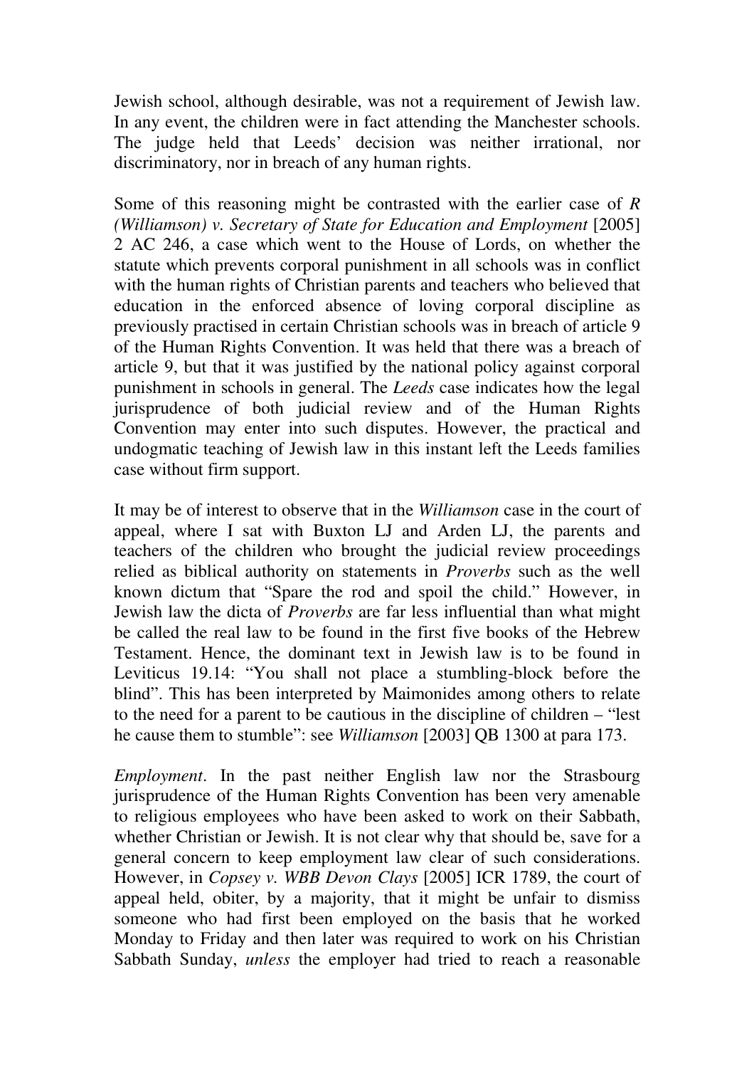Jewish school, although desirable, was not a requirement of Jewish law. In any event, the children were in fact attending the Manchester schools. The judge held that Leeds' decision was neither irrational, nor discriminatory, nor in breach of any human rights.

Some of this reasoning might be contrasted with the earlier case of *R (Williamson) v. Secretary of State for Education and Employment* [2005] 2 AC 246, a case which went to the House of Lords, on whether the statute which prevents corporal punishment in all schools was in conflict with the human rights of Christian parents and teachers who believed that education in the enforced absence of loving corporal discipline as previously practised in certain Christian schools was in breach of article 9 of the Human Rights Convention. It was held that there was a breach of article 9, but that it was justified by the national policy against corporal punishment in schools in general. The *Leeds* case indicates how the legal jurisprudence of both judicial review and of the Human Rights Convention may enter into such disputes. However, the practical and undogmatic teaching of Jewish law in this instant left the Leeds families case without firm support.

It may be of interest to observe that in the *Williamson* case in the court of appeal, where I sat with Buxton LJ and Arden LJ, the parents and teachers of the children who brought the judicial review proceedings relied as biblical authority on statements in *Proverbs* such as the well known dictum that "Spare the rod and spoil the child." However, in Jewish law the dicta of *Proverbs* are far less influential than what might be called the real law to be found in the first five books of the Hebrew Testament. Hence, the dominant text in Jewish law is to be found in Leviticus 19.14: "You shall not place a stumbling-block before the blind". This has been interpreted by Maimonides among others to relate to the need for a parent to be cautious in the discipline of children – "lest he cause them to stumble": see *Williamson* [2003] QB 1300 at para 173.

*Employment*. In the past neither English law nor the Strasbourg jurisprudence of the Human Rights Convention has been very amenable to religious employees who have been asked to work on their Sabbath, whether Christian or Jewish. It is not clear why that should be, save for a general concern to keep employment law clear of such considerations. However, in *Copsey v. WBB Devon Clays* [2005] ICR 1789, the court of appeal held, obiter, by a majority, that it might be unfair to dismiss someone who had first been employed on the basis that he worked Monday to Friday and then later was required to work on his Christian Sabbath Sunday, *unless* the employer had tried to reach a reasonable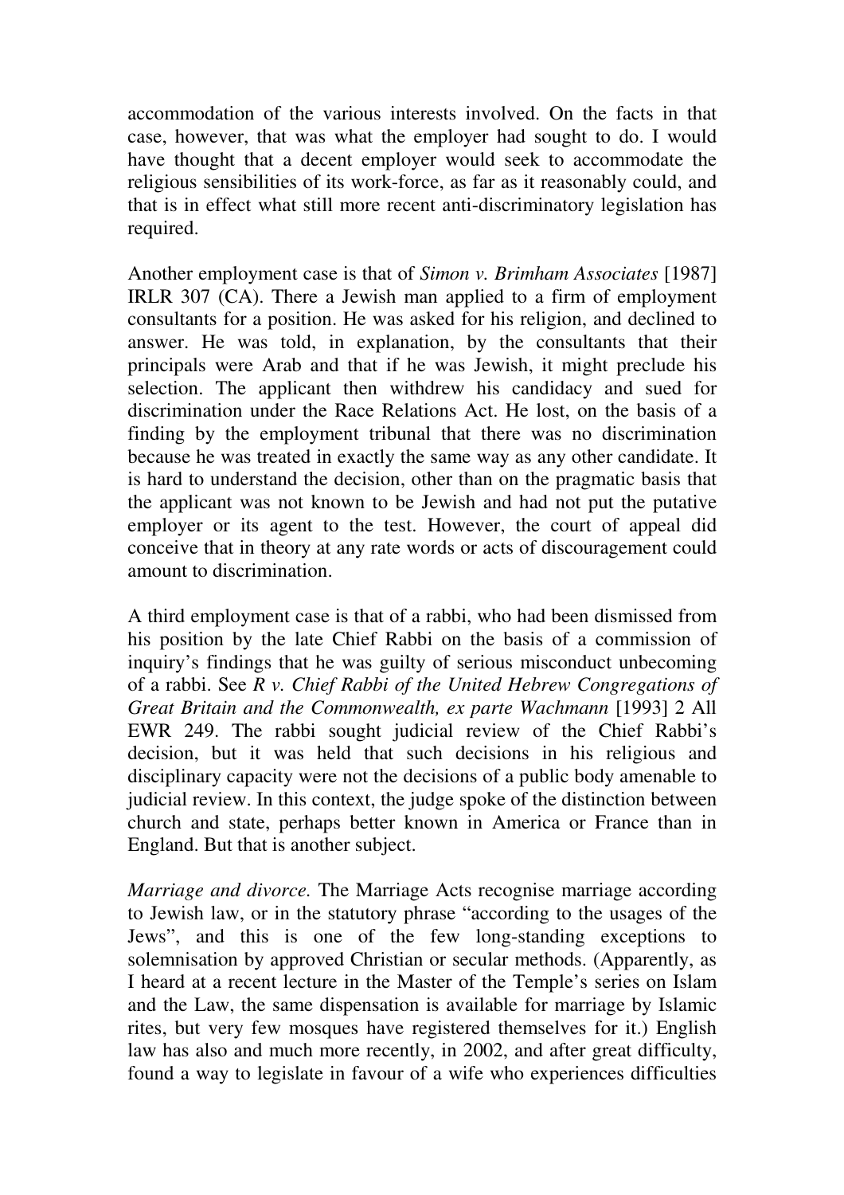accommodation of the various interests involved. On the facts in that case, however, that was what the employer had sought to do. I would have thought that a decent employer would seek to accommodate the religious sensibilities of its work-force, as far as it reasonably could, and that is in effect what still more recent anti-discriminatory legislation has required.

Another employment case is that of *Simon v. Brimham Associates* [1987] IRLR 307 (CA). There a Jewish man applied to a firm of employment consultants for a position. He was asked for his religion, and declined to answer. He was told, in explanation, by the consultants that their principals were Arab and that if he was Jewish, it might preclude his selection. The applicant then withdrew his candidacy and sued for discrimination under the Race Relations Act. He lost, on the basis of a finding by the employment tribunal that there was no discrimination because he was treated in exactly the same way as any other candidate. It is hard to understand the decision, other than on the pragmatic basis that the applicant was not known to be Jewish and had not put the putative employer or its agent to the test. However, the court of appeal did conceive that in theory at any rate words or acts of discouragement could amount to discrimination.

A third employment case is that of a rabbi, who had been dismissed from his position by the late Chief Rabbi on the basis of a commission of inquiry's findings that he was guilty of serious misconduct unbecoming of a rabbi. See *R v. Chief Rabbi of the United Hebrew Congregations of Great Britain and the Commonwealth, ex parte Wachmann* [1993] 2 All EWR 249. The rabbi sought judicial review of the Chief Rabbi's decision, but it was held that such decisions in his religious and disciplinary capacity were not the decisions of a public body amenable to judicial review. In this context, the judge spoke of the distinction between church and state, perhaps better known in America or France than in England. But that is another subject.

*Marriage and divorce.* The Marriage Acts recognise marriage according to Jewish law, or in the statutory phrase "according to the usages of the Jews", and this is one of the few long-standing exceptions to solemnisation by approved Christian or secular methods. (Apparently, as I heard at a recent lecture in the Master of the Temple's series on Islam and the Law, the same dispensation is available for marriage by Islamic rites, but very few mosques have registered themselves for it.) English law has also and much more recently, in 2002, and after great difficulty, found a way to legislate in favour of a wife who experiences difficulties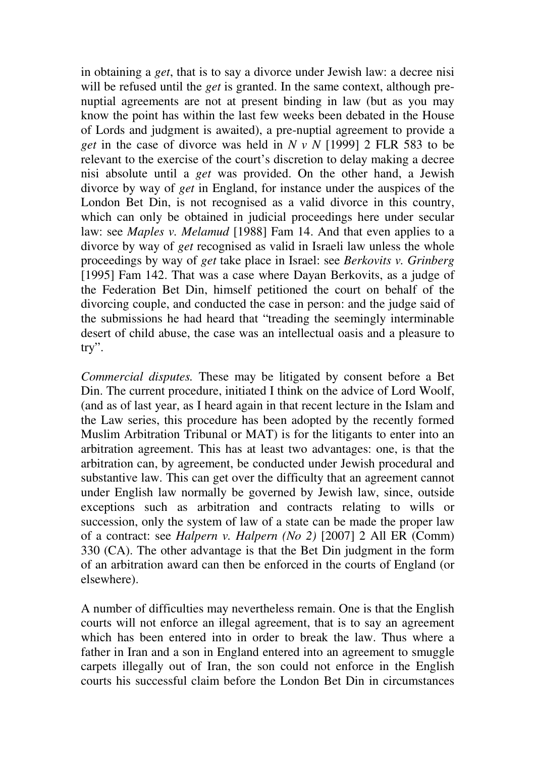in obtaining a *get*, that is to say a divorce under Jewish law: a decree nisi will be refused until the *get* is granted. In the same context, although pre-nuptial agreements are not at present binding in law (but as you may know the point has within the last few weeks been debated in the House of Lords and judgment is awaited), a pre-nuptial agreement to provide a *get* in the case of divorce was held in *N v N* [1999] 2 FLR 583 to be relevant to the exercise of the court's discretion to delay making a decree nisi absolute until a *get* was provided. On the other hand, a Jewish divorce by way of *get* in England, for instance under the auspices of the London Bet Din, is not recognised as a valid divorce in this country, which can only be obtained in judicial proceedings here under secular law: see *Maples v. Melamud* [1988] Fam 14. And that even applies to a divorce by way of *get* recognised as valid in Israeli law unless the whole proceedings by way of *get* take place in Israel: see *Berkovits v. Grinberg* [1995] Fam 142. That was a case where Dayan Berkovits, as a judge of the Federation Bet Din, himself petitioned the court on behalf of the divorcing couple, and conducted the case in person: and the judge said of the submissions he had heard that "treading the seemingly interminable desert of child abuse, the case was an intellectual oasis and a pleasure to try".

*Commercial disputes.* These may be litigated by consent before a Bet Din. The current procedure, initiated I think on the advice of Lord Woolf, (and as of last year, as I heard again in that recent lecture in the Islam and the Law series, this procedure has been adopted by the recently formed Muslim Arbitration Tribunal or MAT) is for the litigants to enter into an arbitration agreement. This has at least two advantages: one, is that the arbitration can, by agreement, be conducted under Jewish procedural and substantive law. This can get over the difficulty that an agreement cannot under English law normally be governed by Jewish law, since, outside exceptions such as arbitration and contracts relating to wills or succession, only the system of law of a state can be made the proper law of a contract: see *Halpern v. Halpern (No 2)* [2007] 2 All ER (Comm) 330 (CA). The other advantage is that the Bet Din judgment in the form of an arbitration award can then be enforced in the courts of England (or elsewhere).

A number of difficulties may nevertheless remain. One is that the English courts will not enforce an illegal agreement, that is to say an agreement which has been entered into in order to break the law. Thus where a father in Iran and a son in England entered into an agreement to smuggle carpets illegally out of Iran, the son could not enforce in the English courts his successful claim before the London Bet Din in circumstances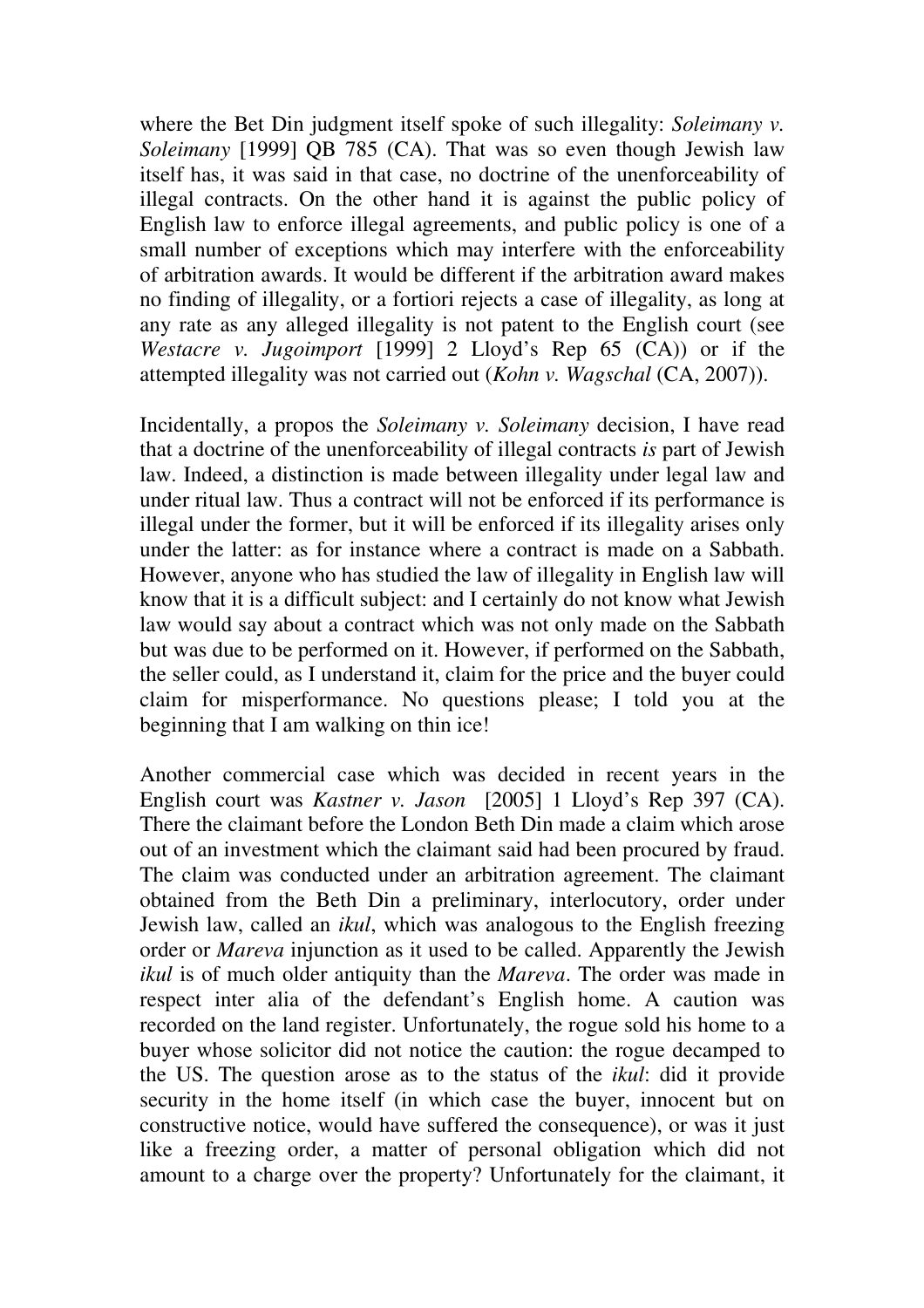where the Bet Din judgment itself spoke of such illegality: *Soleimany v. Soleimany* [1999] QB 785 (CA). That was so even though Jewish law itself has, it was said in that case, no doctrine of the unenforceability of illegal contracts. On the other hand it is against the public policy of English law to enforce illegal agreements, and public policy is one of a small number of exceptions which may interfere with the enforceability of arbitration awards. It would be different if the arbitration award makes no finding of illegality, or a fortiori rejects a case of illegality, as long at any rate as any alleged illegality is not patent to the English court (see *Westacre v. Jugoimport* [1999] 2 Lloyd's Rep 65 (CA)) or if the attempted illegality was not carried out (*Kohn v. Wagschal* (CA, 2007)).

Incidentally, a propos the *Soleimany v. Soleimany* decision, I have read that a doctrine of the unenforceability of illegal contracts *is* part of Jewish law. Indeed, a distinction is made between illegality under legal law and under ritual law. Thus a contract will not be enforced if its performance is illegal under the former, but it will be enforced if its illegality arises only under the latter: as for instance where a contract is made on a Sabbath. However, anyone who has studied the law of illegality in English law will know that it is a difficult subject: and I certainly do not know what Jewish law would say about a contract which was not only made on the Sabbath but was due to be performed on it. However, if performed on the Sabbath, the seller could, as I understand it, claim for the price and the buyer could claim for misperformance. No questions please; I told you at the beginning that I am walking on thin ice!

Another commercial case which was decided in recent years in the English court was *Kastner v. Jason* [2005] 1 Lloyd's Rep 397 (CA). There the claimant before the London Beth Din made a claim which arose out of an investment which the claimant said had been procured by fraud. The claim was conducted under an arbitration agreement. The claimant obtained from the Beth Din a preliminary, interlocutory, order under Jewish law, called an *ikul*, which was analogous to the English freezing order or *Mareva* injunction as it used to be called. Apparently the Jewish *ikul* is of much older antiquity than the *Mareva*. The order was made in respect inter alia of the defendant's English home. A caution was recorded on the land register. Unfortunately, the rogue sold his home to a buyer whose solicitor did not notice the caution: the rogue decamped to the US. The question arose as to the status of the *ikul*: did it provide security in the home itself (in which case the buyer, innocent but on constructive notice, would have suffered the consequence), or was it just like a freezing order, a matter of personal obligation which did not amount to a charge over the property? Unfortunately for the claimant, it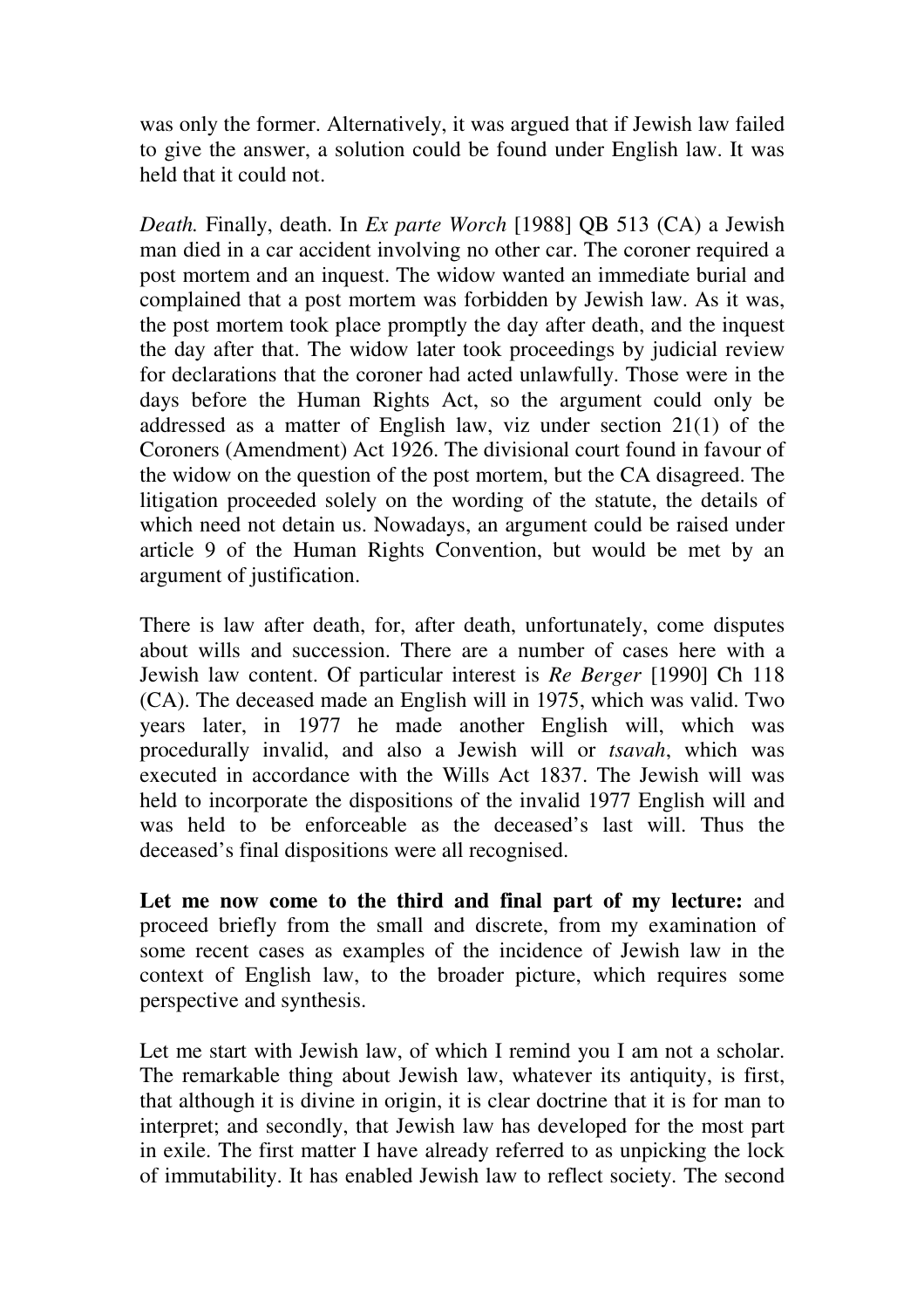was only the former. Alternatively, it was argued that if Jewish law failed to give the answer, a solution could be found under English law. It was held that it could not.

*Death.* Finally, death. In *Ex parte Worch* [1988] QB 513 (CA) a Jewish man died in a car accident involving no other car. The coroner required a post mortem and an inquest. The widow wanted an immediate burial and complained that a post mortem was forbidden by Jewish law. As it was, the post mortem took place promptly the day after death, and the inquest the day after that. The widow later took proceedings by judicial review for declarations that the coroner had acted unlawfully. Those were in the days before the Human Rights Act, so the argument could only be addressed as a matter of English law, viz under section 21(1) of the Coroners (Amendment) Act 1926. The divisional court found in favour of the widow on the question of the post mortem, but the CA disagreed. The litigation proceeded solely on the wording of the statute, the details of which need not detain us. Nowadays, an argument could be raised under article 9 of the Human Rights Convention, but would be met by an argument of justification.

There is law after death, for, after death, unfortunately, come disputes about wills and succession. There are a number of cases here with a Jewish law content. Of particular interest is *Re Berger* [1990] Ch 118 (CA). The deceased made an English will in 1975, which was valid. Two years later, in 1977 he made another English will, which was procedurally invalid, and also a Jewish will or *tsavah*, which was executed in accordance with the Wills Act 1837. The Jewish will was held to incorporate the dispositions of the invalid 1977 English will and was held to be enforceable as the deceased's last will. Thus the deceased's final dispositions were all recognised.

**Let me now come to the third and final part of my lecture:** and proceed briefly from the small and discrete, from my examination of some recent cases as examples of the incidence of Jewish law in the context of English law, to the broader picture, which requires some perspective and synthesis.

Let me start with Jewish law, of which I remind you I am not a scholar. The remarkable thing about Jewish law, whatever its antiquity, is first, that although it is divine in origin, it is clear doctrine that it is for man to interpret; and secondly, that Jewish law has developed for the most part in exile. The first matter I have already referred to as unpicking the lock of immutability. It has enabled Jewish law to reflect society. The second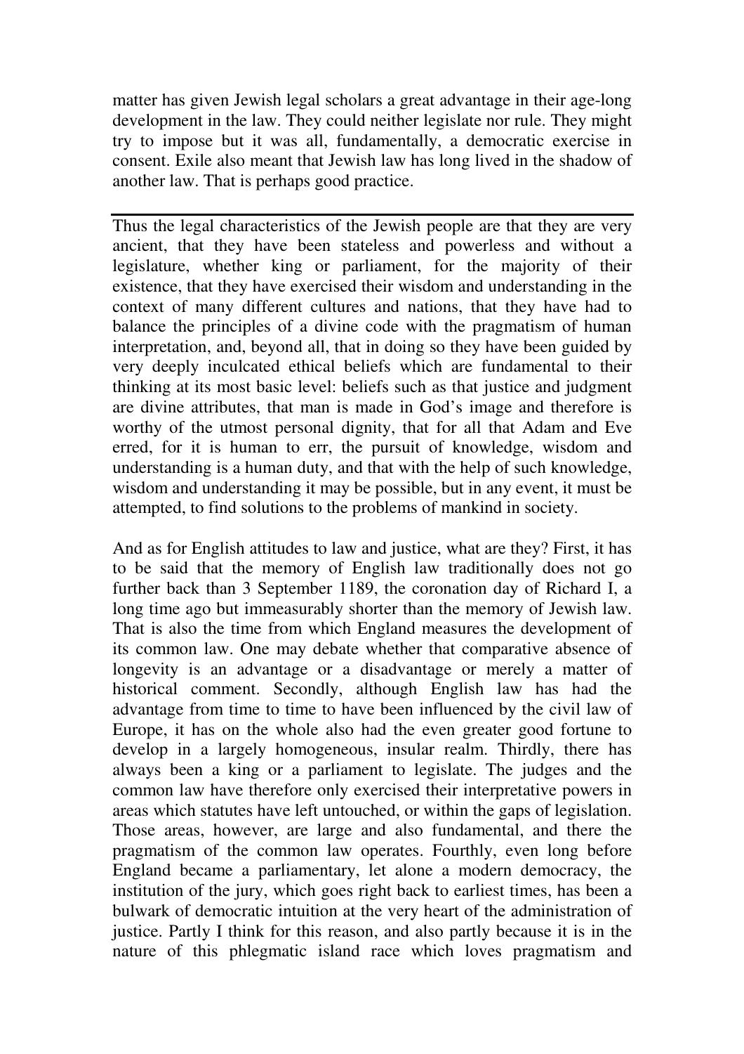matter has given Jewish legal scholars a great advantage in their age-long development in the law. They could neither legislate nor rule. They might try to impose but it was all, fundamentally, a democratic exercise in consent. Exile also meant that Jewish law has long lived in the shadow of another law. That is perhaps good practice.

---

Thus the legal characteristics of the Jewish people are that they are very ancient, that they have been stateless and powerless and without a legislature, whether king or parliament, for the majority of their existence, that they have exercised their wisdom and understanding in the context of many different cultures and nations, that they have had to balance the principles of a divine code with the pragmatism of human interpretation, and, beyond all, that in doing so they have been guided by very deeply inculcated ethical beliefs which are fundamental to their thinking at its most basic level: beliefs such as that justice and judgment are divine attributes, that man is made in God's image and therefore is worthy of the utmost personal dignity, that for all that Adam and Eve erred, for it is human to err, the pursuit of knowledge, wisdom and understanding is a human duty, and that with the help of such knowledge, wisdom and understanding it may be possible, but in any event, it must be attempted, to find solutions to the problems of mankind in society.

And as for English attitudes to law and justice, what are they? First, it has to be said that the memory of English law traditionally does not go further back than 3 September 1189, the coronation day of Richard I, a long time ago but immeasurably shorter than the memory of Jewish law. That is also the time from which England measures the development of its common law. One may debate whether that comparative absence of longevity is an advantage or a disadvantage or merely a matter of historical comment. Secondly, although English law has had the advantage from time to time to have been influenced by the civil law of Europe, it has on the whole also had the even greater good fortune to develop in a largely homogeneous, insular realm. Thirdly, there has always been a king or a parliament to legislate. The judges and the common law have therefore only exercised their interpretative powers in areas which statutes have left untouched, or within the gaps of legislation. Those areas, however, are large and also fundamental, and there the pragmatism of the common law operates. Fourthly, even long before England became a parliamentary, let alone a modern democracy, the institution of the jury, which goes right back to earliest times, has been a bulwark of democratic intuition at the very heart of the administration of justice. Partly I think for this reason, and also partly because it is in the nature of this phlegmatic island race which loves pragmatism and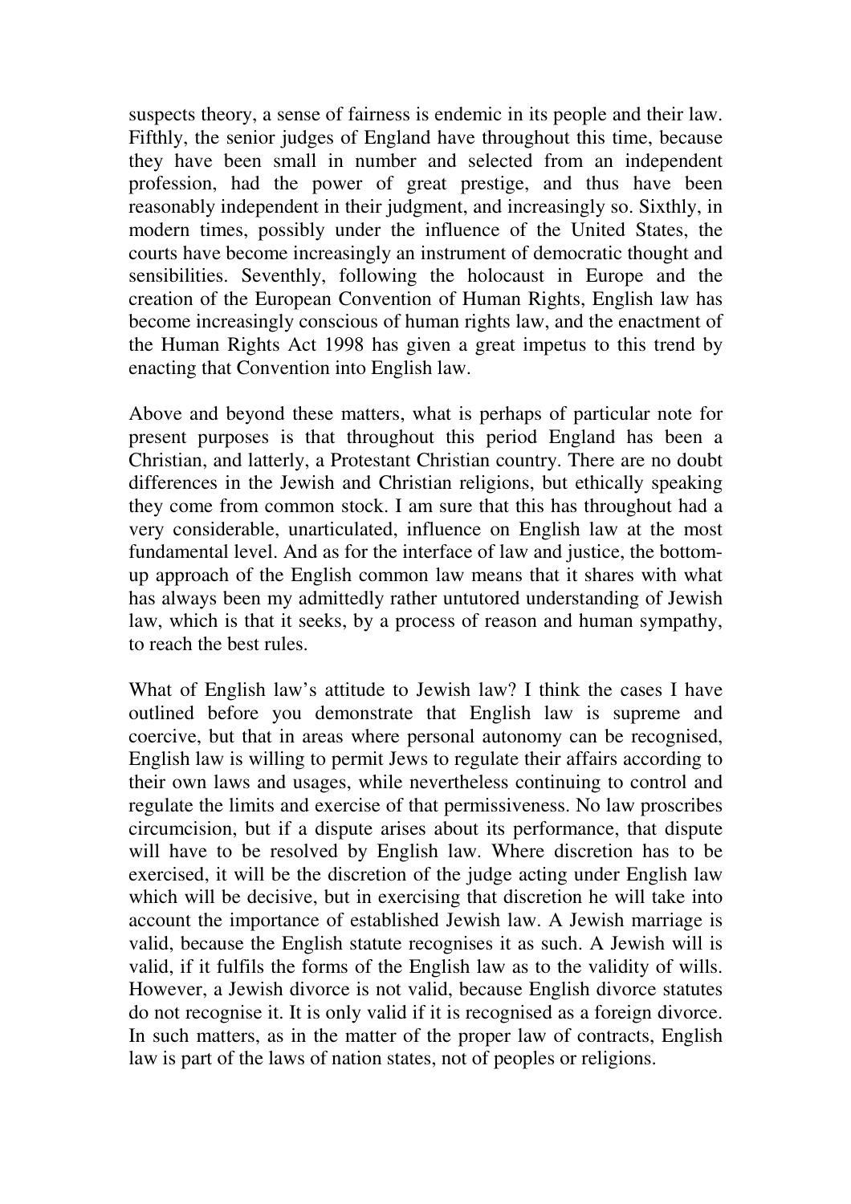suspects theory, a sense of fairness is endemic in its people and their law. Fifthly, the senior judges of England have throughout this time, because they have been small in number and selected from an independent profession, had the power of great prestige, and thus have been reasonably independent in their judgment, and increasingly so. Sixthly, in modern times, possibly under the influence of the United States, the courts have become increasingly an instrument of democratic thought and sensibilities. Seventhly, following the holocaust in Europe and the creation of the European Convention of Human Rights, English law has become increasingly conscious of human rights law, and the enactment of the Human Rights Act 1998 has given a great impetus to this trend by enacting that Convention into English law.

Above and beyond these matters, what is perhaps of particular note for present purposes is that throughout this period England has been a Christian, and latterly, a Protestant Christian country. There are no doubt differences in the Jewish and Christian religions, but ethically speaking they come from common stock. I am sure that this has throughout had a very considerable, unarticulated, influence on English law at the most fundamental level. And as for the interface of law and justice, the bottom-up approach of the English common law means that it shares with what has always been my admittedly rather untutored understanding of Jewish law, which is that it seeks, by a process of reason and human sympathy, to reach the best rules.

What of English law's attitude to Jewish law? I think the cases I have outlined before you demonstrate that English law is supreme and coercive, but that in areas where personal autonomy can be recognised, English law is willing to permit Jews to regulate their affairs according to their own laws and usages, while nevertheless continuing to control and regulate the limits and exercise of that permissiveness. No law proscribes circumcision, but if a dispute arises about its performance, that dispute will have to be resolved by English law. Where discretion has to be exercised, it will be the discretion of the judge acting under English law which will be decisive, but in exercising that discretion he will take into account the importance of established Jewish law. A Jewish marriage is valid, because the English statute recognises it as such. A Jewish will is valid, if it fulfils the forms of the English law as to the validity of wills. However, a Jewish divorce is not valid, because English divorce statutes do not recognise it. It is only valid if it is recognised as a foreign divorce. In such matters, as in the matter of the proper law of contracts, English law is part of the laws of nation states, not of peoples or religions.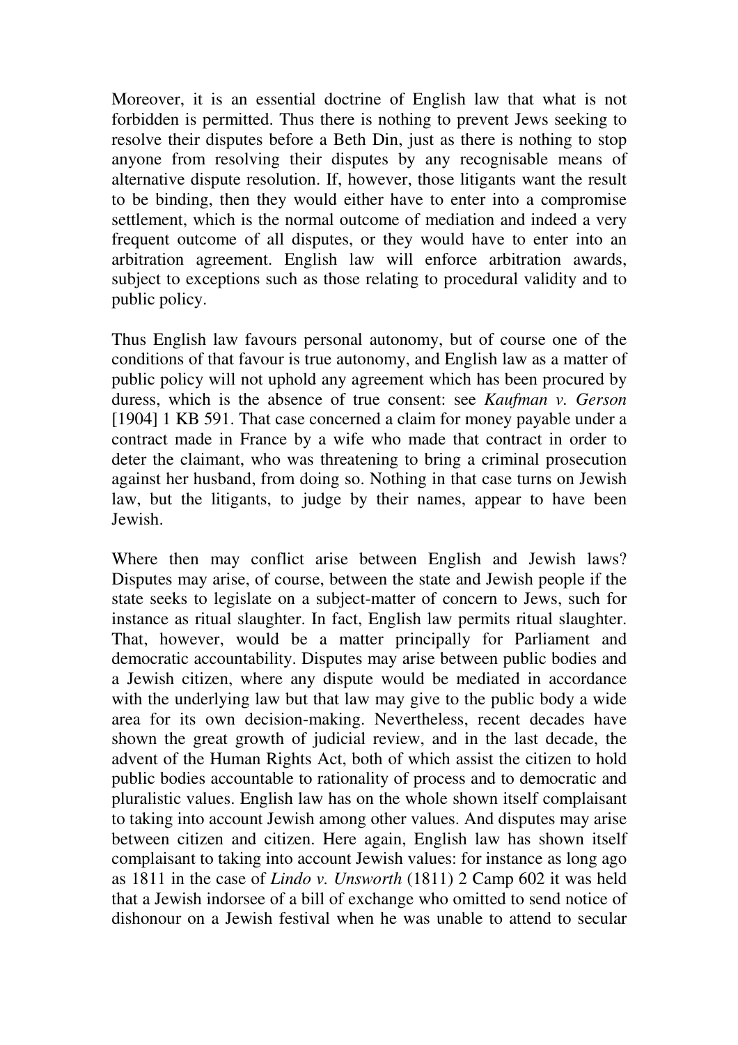Moreover, it is an essential doctrine of English law that what is not forbidden is permitted. Thus there is nothing to prevent Jews seeking to resolve their disputes before a Beth Din, just as there is nothing to stop anyone from resolving their disputes by any recognisable means of alternative dispute resolution. If, however, those litigants want the result to be binding, then they would either have to enter into a compromise settlement, which is the normal outcome of mediation and indeed a very frequent outcome of all disputes, or they would have to enter into an arbitration agreement. English law will enforce arbitration awards, subject to exceptions such as those relating to procedural validity and to public policy.

Thus English law favours personal autonomy, but of course one of the conditions of that favour is true autonomy, and English law as a matter of public policy will not uphold any agreement which has been procured by duress, which is the absence of true consent: see *Kaufman v. Gerson* [1904] 1 KB 591. That case concerned a claim for money payable under a contract made in France by a wife who made that contract in order to deter the claimant, who was threatening to bring a criminal prosecution against her husband, from doing so. Nothing in that case turns on Jewish law, but the litigants, to judge by their names, appear to have been Jewish.

Where then may conflict arise between English and Jewish laws? Disputes may arise, of course, between the state and Jewish people if the state seeks to legislate on a subject-matter of concern to Jews, such for instance as ritual slaughter. In fact, English law permits ritual slaughter. That, however, would be a matter principally for Parliament and democratic accountability. Disputes may arise between public bodies and a Jewish citizen, where any dispute would be mediated in accordance with the underlying law but that law may give to the public body a wide area for its own decision-making. Nevertheless, recent decades have shown the great growth of judicial review, and in the last decade, the advent of the Human Rights Act, both of which assist the citizen to hold public bodies accountable to rationality of process and to democratic and pluralistic values. English law has on the whole shown itself complaisant to taking into account Jewish among other values. And disputes may arise between citizen and citizen. Here again, English law has shown itself complaisant to taking into account Jewish values: for instance as long ago as 1811 in the case of *Lindo v. Unsworth* (1811) 2 Camp 602 it was held that a Jewish indorsee of a bill of exchange who omitted to send notice of dishonour on a Jewish festival when he was unable to attend to secular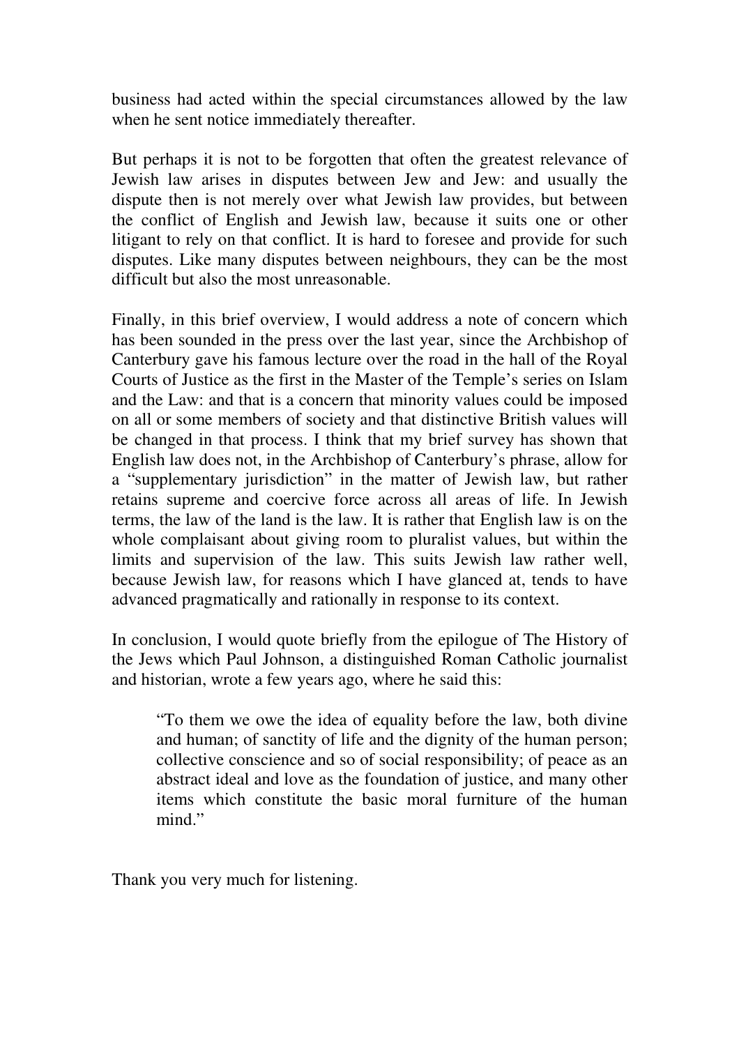business had acted within the special circumstances allowed by the law when he sent notice immediately thereafter.

But perhaps it is not to be forgotten that often the greatest relevance of Jewish law arises in disputes between Jew and Jew: and usually the dispute then is not merely over what Jewish law provides, but between the conflict of English and Jewish law, because it suits one or other litigant to rely on that conflict. It is hard to foresee and provide for such disputes. Like many disputes between neighbours, they can be the most difficult but also the most unreasonable.

Finally, in this brief overview, I would address a note of concern which has been sounded in the press over the last year, since the Archbishop of Canterbury gave his famous lecture over the road in the hall of the Royal Courts of Justice as the first in the Master of the Temple's series on Islam and the Law: and that is a concern that minority values could be imposed on all or some members of society and that distinctive British values will be changed in that process. I think that my brief survey has shown that English law does not, in the Archbishop of Canterbury's phrase, allow for a "supplementary jurisdiction" in the matter of Jewish law, but rather retains supreme and coercive force across all areas of life. In Jewish terms, the law of the land is the law. It is rather that English law is on the whole complaisant about giving room to pluralist values, but within the limits and supervision of the law. This suits Jewish law rather well, because Jewish law, for reasons which I have glanced at, tends to have advanced pragmatically and rationally in response to its context.

In conclusion, I would quote briefly from the epilogue of The History of the Jews which Paul Johnson, a distinguished Roman Catholic journalist and historian, wrote a few years ago, where he said this:

> "To them we owe the idea of equality before the law, both divine and human; of sanctity of life and the dignity of the human person; collective conscience and so of social responsibility; of peace as an abstract ideal and love as the foundation of justice, and many other items which constitute the basic moral furniture of the human mind."

Thank you very much for listening.